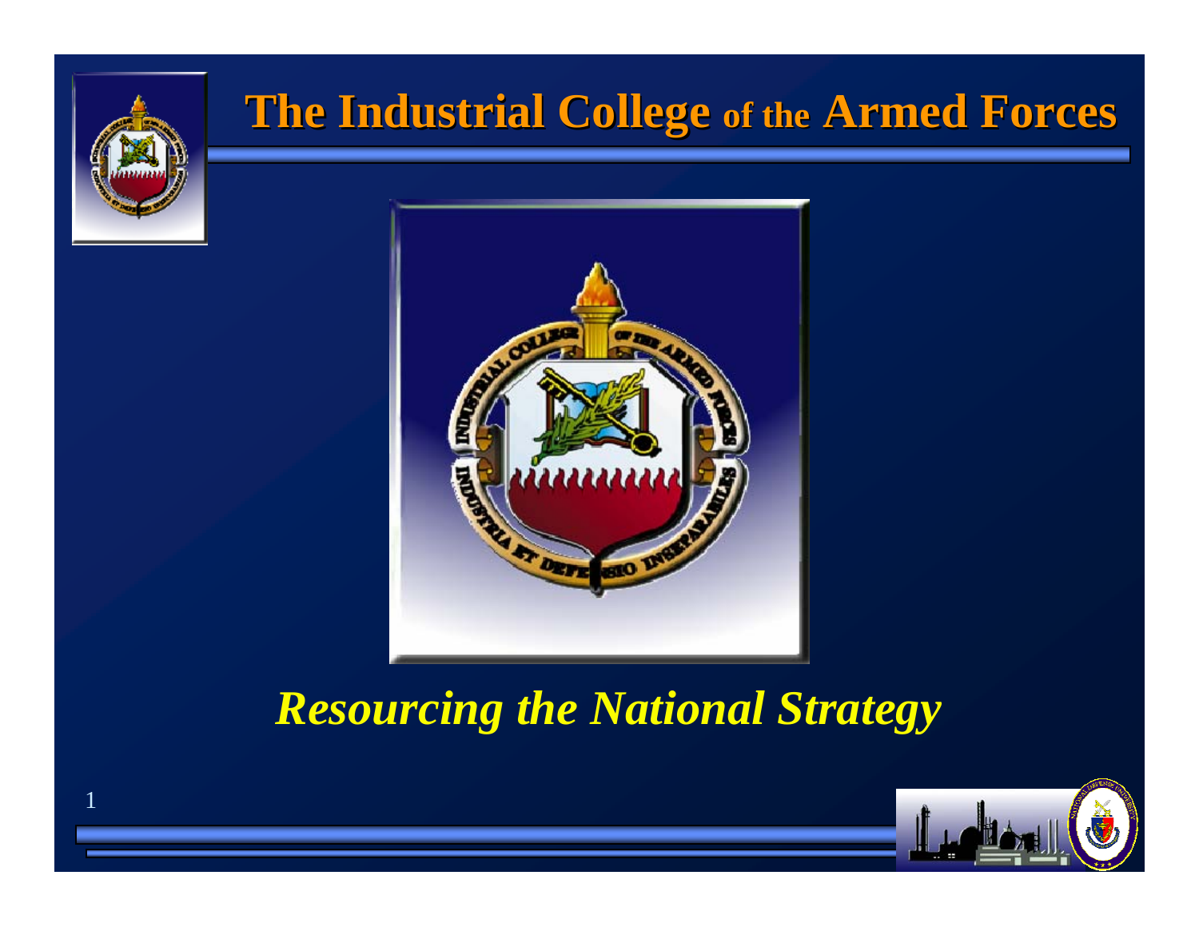# The Industrial College of the Armed Forces

*Resourcing the National Strategy*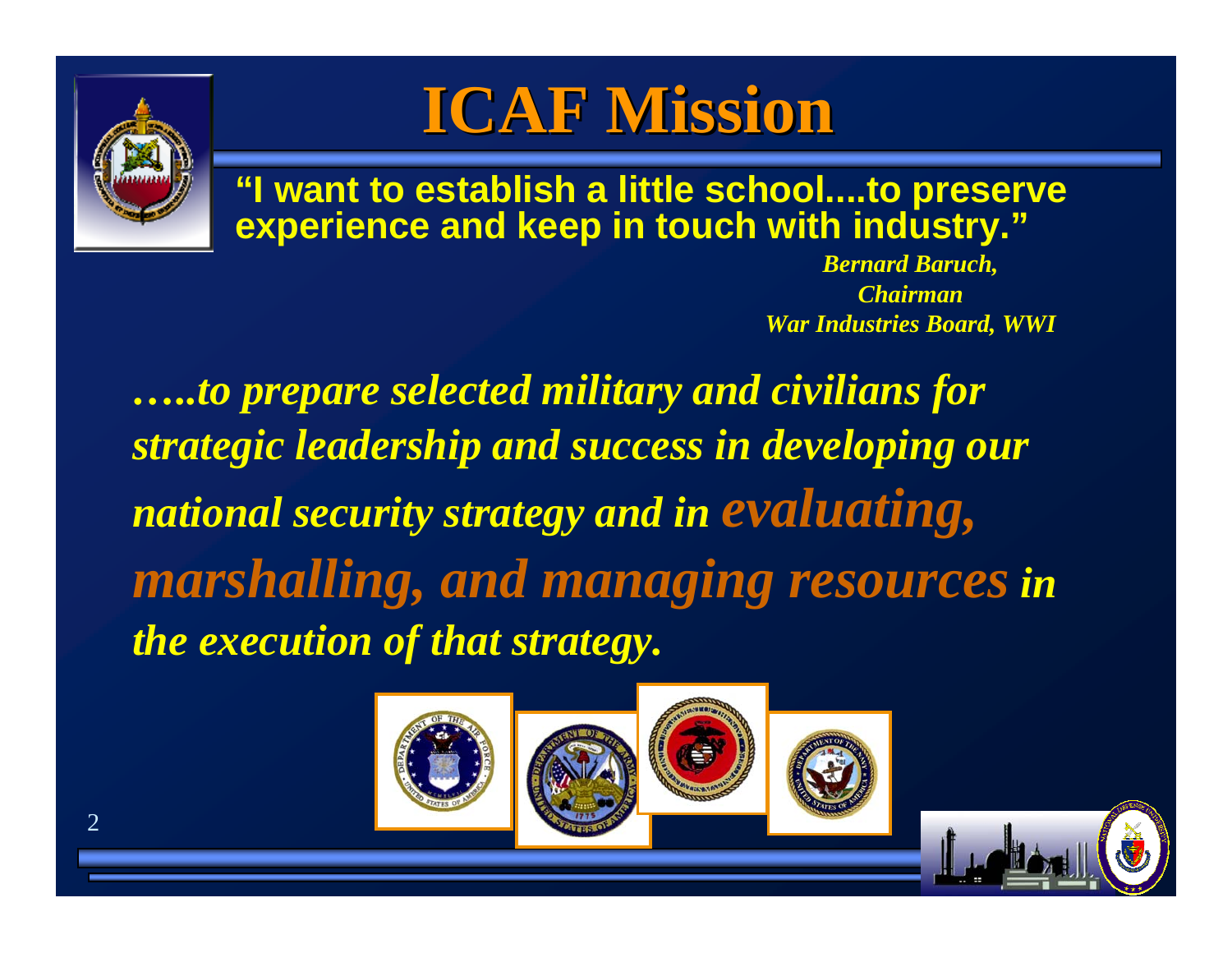# ICAF Mission

**"I want to establish a little school....to preserve experience and keep in touch with industry."**

*Bernard Baruch,*
*Chairman*
*War Industries Board, WWI*

***…..to prepare selected military and civilians for strategic leadership and success in developing our national security strategy and in evaluating, marshalling, and managing resources in the execution of that strategy.***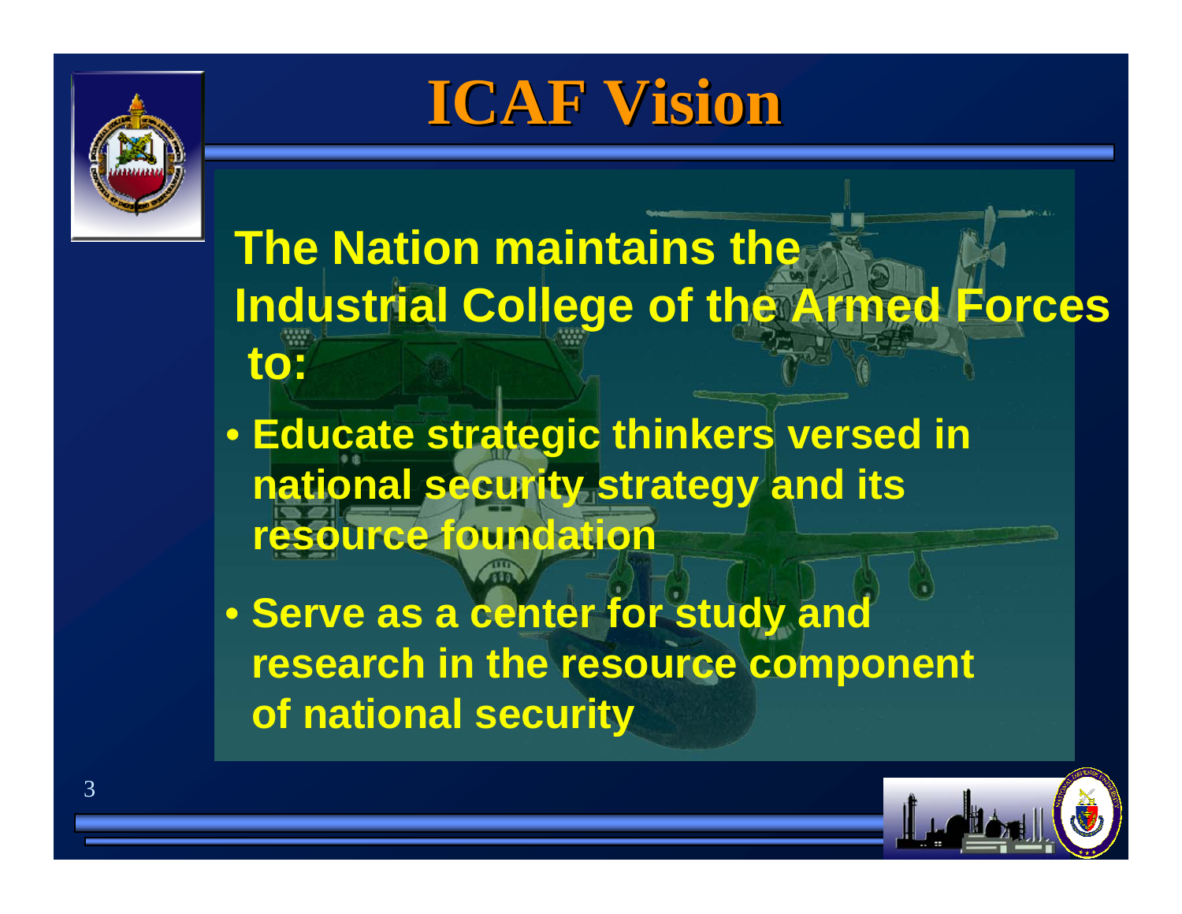# ICAF Vision

**The Nation maintains the Industrial College of the Armed Forces to:**

- **Educate strategic thinkers versed in national security strategy and its resource foundation**
- **Serve as a center for study and research in the resource component of national security**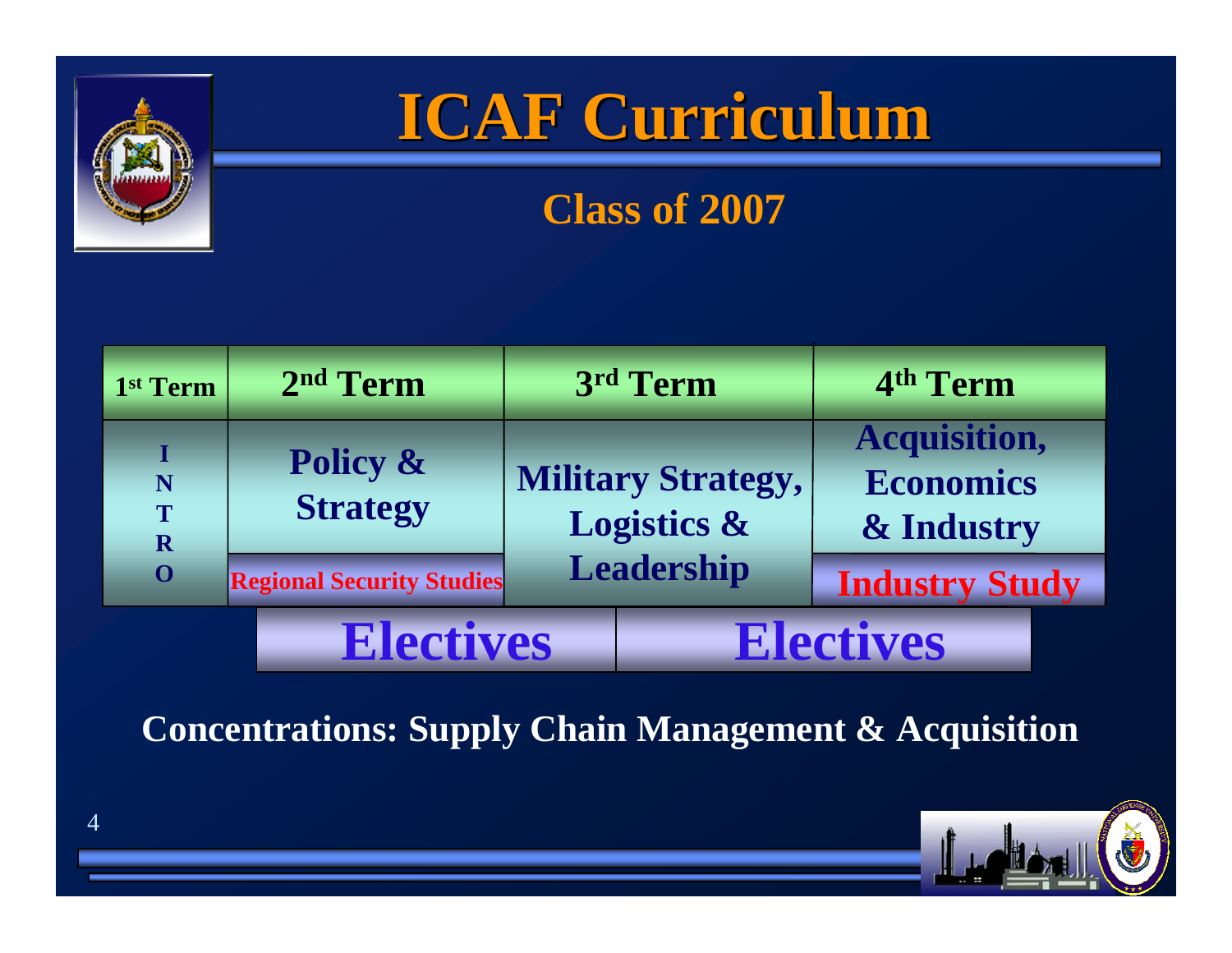# ICAF Curriculum

## Class of 2007

| 1st Term | 2nd Term | 3rd Term | 4th Term |
|---|---|---|---|
| INTRO | Policy & Strategy | Military Strategy, Logistics & Leadership | Acquisition, Economics & Industry |
| | Regional Security Studies | | Industry Study |
| | Electives | | Electives |

**Concentrations: Supply Chain Management & Acquisition**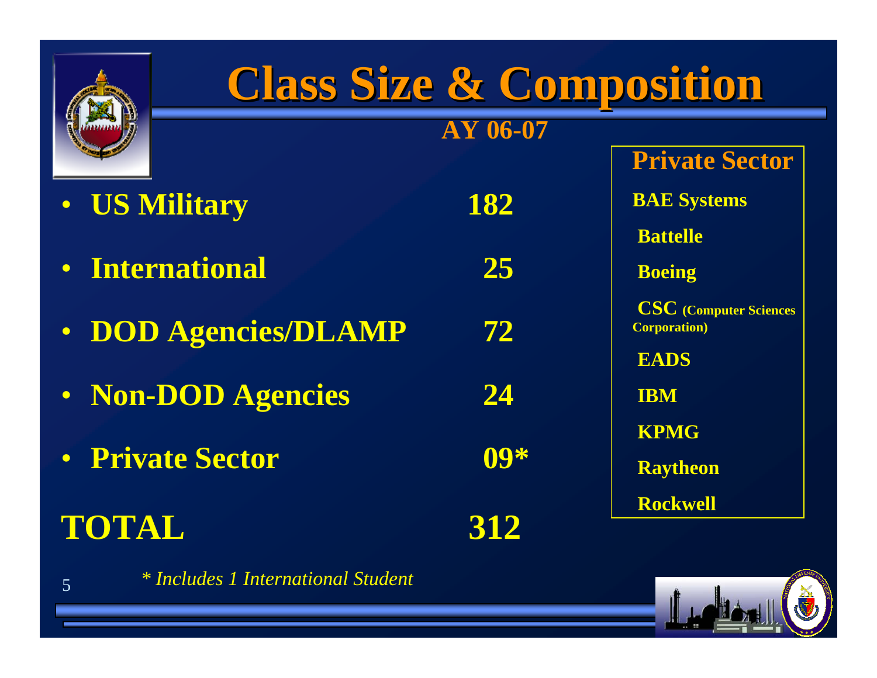# Class Size & Composition

**AY 06-07**

| Category | Count |
|---|---|
| US Military | 182 |
| International | 25 |
| DOD Agencies/DLAMP | 72 |
| Non-DOD Agencies | 24 |
| Private Sector | 09* |
| **TOTAL** | **312** |

*\* Includes 1 International Student*

**Private Sector**

- BAE Systems
- Battelle
- Boeing
- CSC (Computer Sciences Corporation)
- EADS
- IBM
- KPMG
- Raytheon
- Rockwell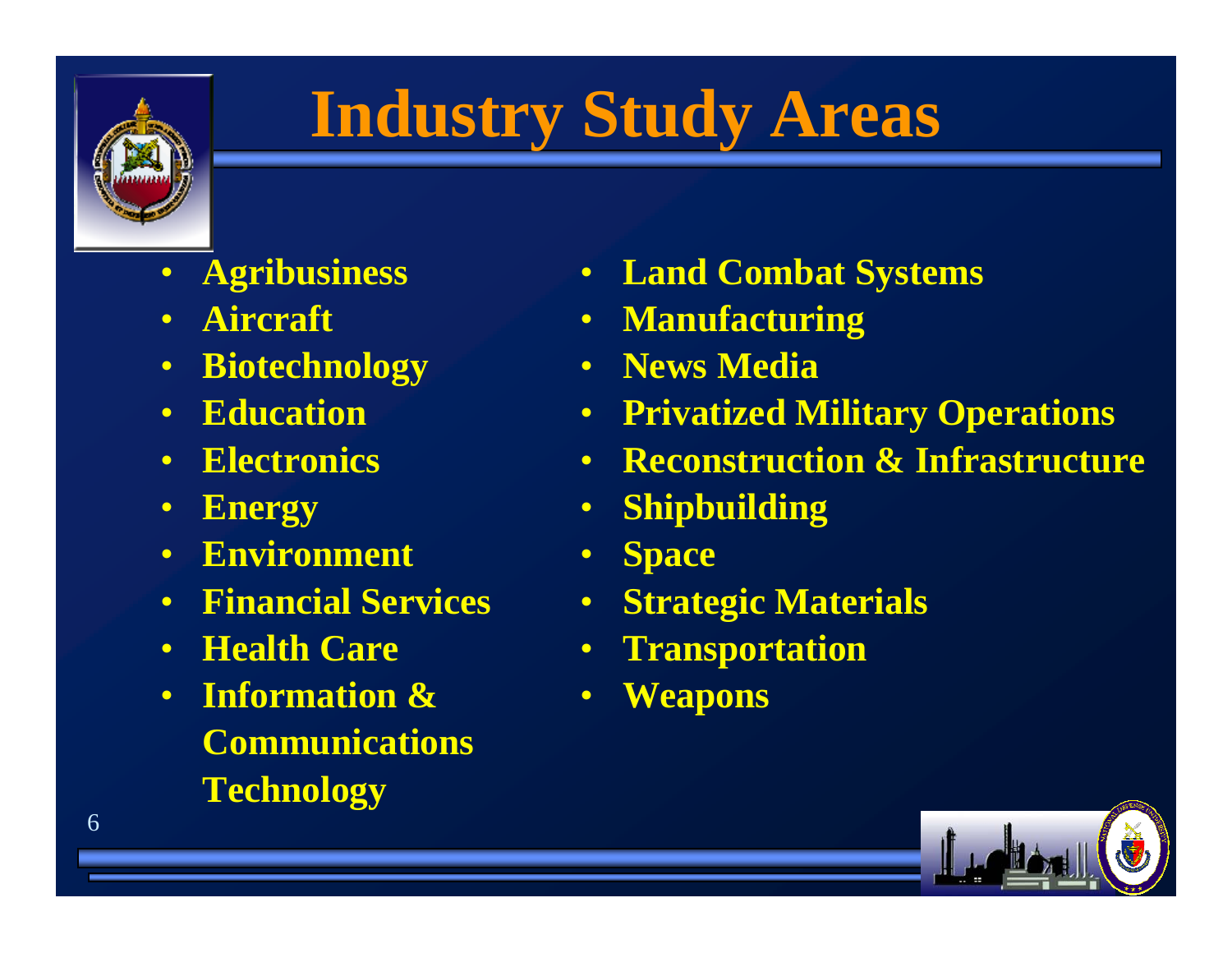# Industry Study Areas

- Agribusiness
- Aircraft
- Biotechnology
- Education
- Electronics
- Energy
- Environment
- Financial Services
- Health Care
- Information & Communications Technology
- Land Combat Systems
- Manufacturing
- News Media
- Privatized Military Operations
- Reconstruction & Infrastructure
- Shipbuilding
- Space
- Strategic Materials
- Transportation
- Weapons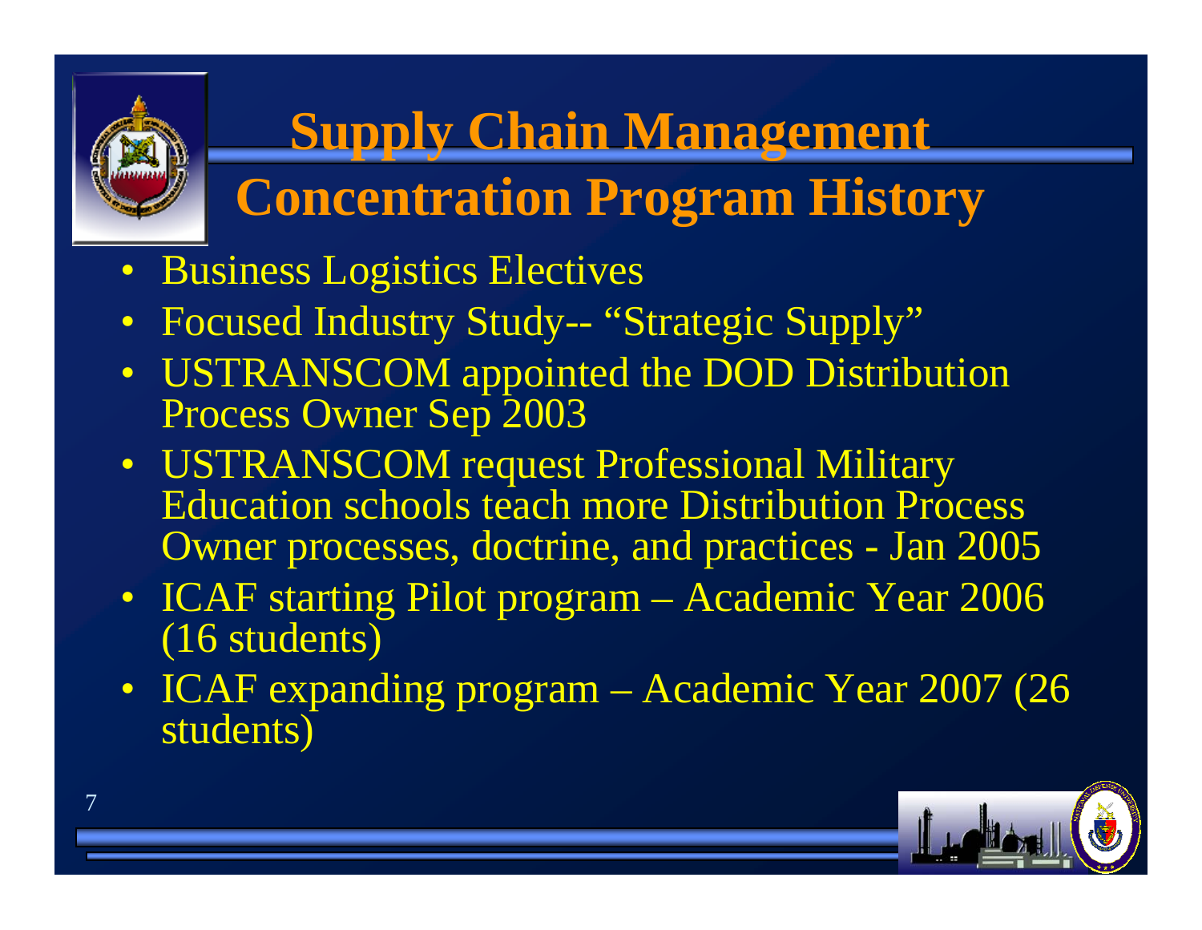# Supply Chain Management Concentration Program History

- Business Logistics Electives
- Focused Industry Study-- "Strategic Supply"
- USTRANSCOM appointed the DOD Distribution Process Owner Sep 2003
- USTRANSCOM request Professional Military Education schools teach more Distribution Process Owner processes, doctrine, and practices - Jan 2005
- ICAF starting Pilot program – Academic Year 2006 (16 students)
- ICAF expanding program – Academic Year 2007 (26 students)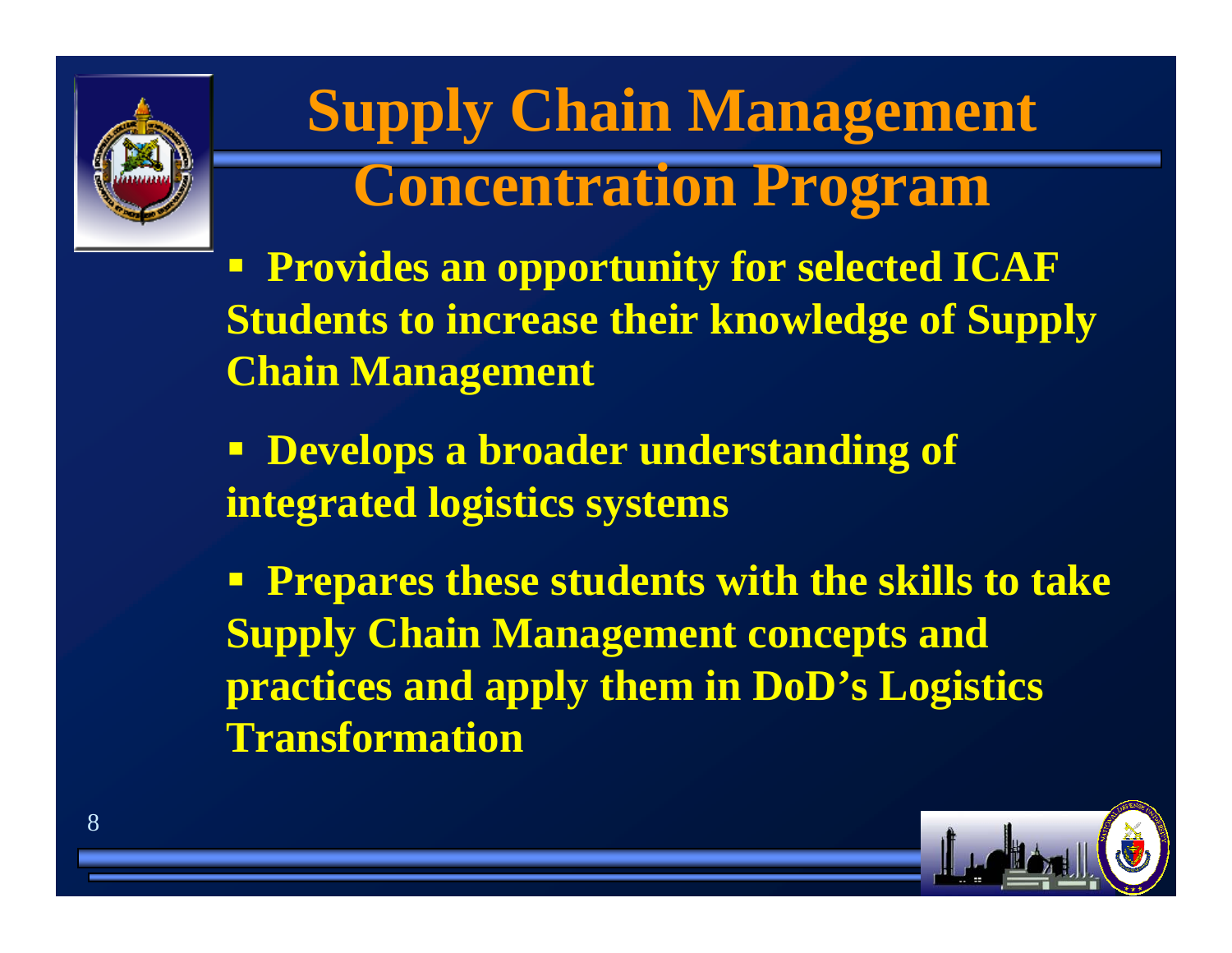# Supply Chain Management Concentration Program

- **Provides an opportunity for selected ICAF Students to increase their knowledge of Supply Chain Management**
- **Develops a broader understanding of integrated logistics systems**
- **Prepares these students with the skills to take Supply Chain Management concepts and practices and apply them in DoD's Logistics Transformation**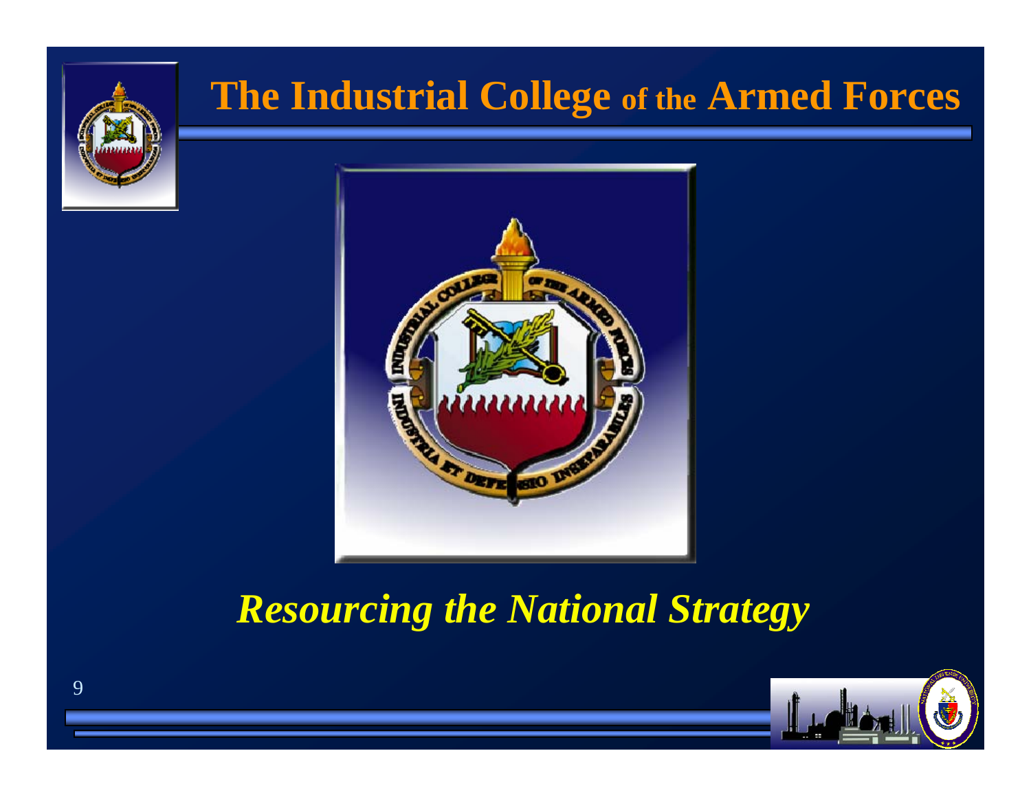# The Industrial College of the Armed Forces

*Resourcing the National Strategy*